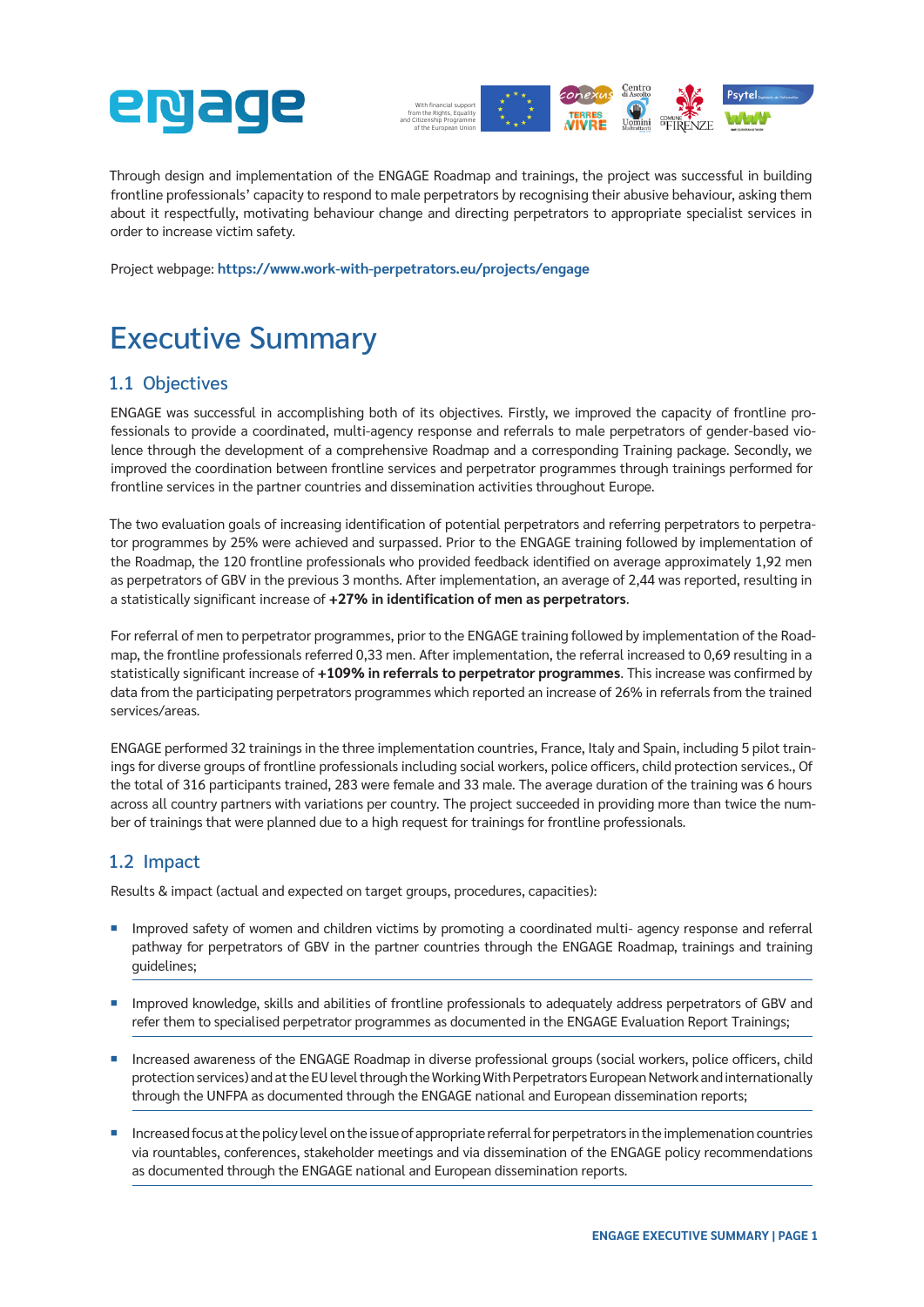Through design and implementation of the ENGAGE Roadmap and trainings, the project was successful in building frontline professionals' capacity to respond to male perpetrators by recognising their abusive behaviour, asking them about it respectfully, motivating behaviour change and directing perpetrators to appropriate specialist services in order to increase victim safety.

Project webpage: **https://www.work-with-perpetrators.eu/projects/engage**

# Executive Summary

## 1.1 Objectives

ENGAGE was successful in accomplishing both of its objectives. Firstly, we improved the capacity of frontline professionals to provide a coordinated, multi-agency response and referrals to male perpetrators of gender-based violence through the development of a comprehensive Roadmap and a corresponding Training package. Secondly, we improved the coordination between frontline services and perpetrator programmes through trainings performed for frontline services in the partner countries and dissemination activities throughout Europe.

The two evaluation goals of increasing identification of potential perpetrators and referring perpetrators to perpetrator programmes by 25% were achieved and surpassed. Prior to the ENGAGE training followed by implementation of the Roadmap, the 120 frontline professionals who provided feedback identified on average approximately 1,92 men as perpetrators of GBV in the previous 3 months. After implementation, an average of 2,44 was reported, resulting in a statistically significant increase of **+27% in identification of men as perpetrators**.

For referral of men to perpetrator programmes, prior to the ENGAGE training followed by implementation of the Roadmap, the frontline professionals referred 0,33 men. After implementation, the referral increased to 0,69 resulting in a statistically significant increase of **+109% in referrals to perpetrator programmes**. This increase was confirmed by data from the participating perpetrators programmes which reported an increase of 26% in referrals from the trained services/areas.

ENGAGE performed 32 trainings in the three implementation countries, France, Italy and Spain, including 5 pilot trainings for diverse groups of frontline professionals including social workers, police officers, child protection services., Of the total of 316 participants trained, 283 were female and 33 male. The average duration of the training was 6 hours across all country partners with variations per country. The project succeeded in providing more than twice the number of trainings that were planned due to a high request for trainings for frontline professionals.

## 1.2 Impact

Results & impact (actual and expected on target groups, procedures, capacities):

- Improved safety of women and children victims by promoting a coordinated multi- agency response and referral pathway for perpetrators of GBV in the partner countries through the ENGAGE Roadmap, trainings and training guidelines;
- Improved knowledge, skills and abilities of frontline professionals to adequately address perpetrators of GBV and refer them to specialised perpetrator programmes as documented in the ENGAGE Evaluation Report Trainings;
- Increased awareness of the ENGAGE Roadmap in diverse professional groups (social workers, police officers, child protection services) and at the EU level through the Working With Perpetrators European Network and internationally through the UNFPA as documented through the ENGAGE national and European dissemination reports;
- Increased focus at the policy level on the issue of appropriate referral for perpetrators in the implemenation countries via rountables, conferences, stakeholder meetings and via dissemination of the ENGAGE policy recommendations as documented through the ENGAGE national and European dissemination reports.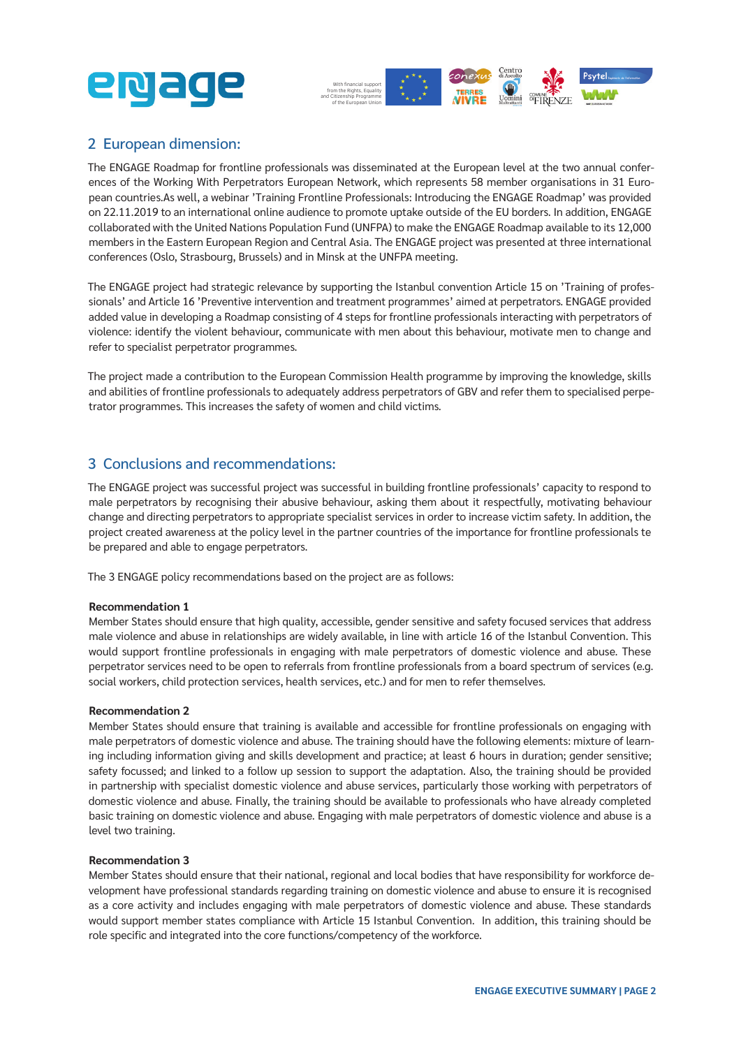## 2 European dimension:

The ENGAGE Roadmap for frontline professionals was disseminated at the European level at the two annual conferences of the Working With Perpetrators European Network, which represents 58 member organisations in 31 European countries.As well, a webinar 'Training Frontline Professionals: Introducing the ENGAGE Roadmap' was provided on 22.11.2019 to an international online audience to promote uptake outside of the EU borders. In addition, ENGAGE collaborated with the United Nations Population Fund (UNFPA) to make the ENGAGE Roadmap available to its 12,000 members in the Eastern European Region and Central Asia. The ENGAGE project was presented at three international conferences (Oslo, Strasbourg, Brussels) and in Minsk at the UNFPA meeting.

The ENGAGE project had strategic relevance by supporting the Istanbul convention Article 15 on 'Training of professionals' and Article 16 'Preventive intervention and treatment programmes' aimed at perpetrators. ENGAGE provided added value in developing a Roadmap consisting of 4 steps for frontline professionals interacting with perpetrators of violence: identify the violent behaviour, communicate with men about this behaviour, motivate men to change and refer to specialist perpetrator programmes.

The project made a contribution to the European Commission Health programme by improving the knowledge, skills and abilities of frontline professionals to adequately address perpetrators of GBV and refer them to specialised perpetrator programmes. This increases the safety of women and child victims.

## 3 Conclusions and recommendations:

The ENGAGE project was successful project was successful in building frontline professionals' capacity to respond to male perpetrators by recognising their abusive behaviour, asking them about it respectfully, motivating behaviour change and directing perpetrators to appropriate specialist services in order to increase victim safety. In addition, the project created awareness at the policy level in the partner countries of the importance for frontline professionals te be prepared and able to engage perpetrators.

The 3 ENGAGE policy recommendations based on the project are as follows:

**Recommendation 1**
Member States should ensure that high quality, accessible, gender sensitive and safety focused services that address male violence and abuse in relationships are widely available, in line with article 16 of the Istanbul Convention. This would support frontline professionals in engaging with male perpetrators of domestic violence and abuse. These perpetrator services need to be open to referrals from frontline professionals from a board spectrum of services (e.g. social workers, child protection services, health services, etc.) and for men to refer themselves.

**Recommendation 2**
Member States should ensure that training is available and accessible for frontline professionals on engaging with male perpetrators of domestic violence and abuse. The training should have the following elements: mixture of learning including information giving and skills development and practice; at least 6 hours in duration; gender sensitive; safety focussed; and linked to a follow up session to support the adaptation. Also, the training should be provided in partnership with specialist domestic violence and abuse services, particularly those working with perpetrators of domestic violence and abuse. Finally, the training should be available to professionals who have already completed basic training on domestic violence and abuse. Engaging with male perpetrators of domestic violence and abuse is a level two training.

**Recommendation 3**
Member States should ensure that their national, regional and local bodies that have responsibility for workforce development have professional standards regarding training on domestic violence and abuse to ensure it is recognised as a core activity and includes engaging with male perpetrators of domestic violence and abuse. These standards would support member states compliance with Article 15 Istanbul Convention. In addition, this training should be role specific and integrated into the core functions/competency of the workforce.